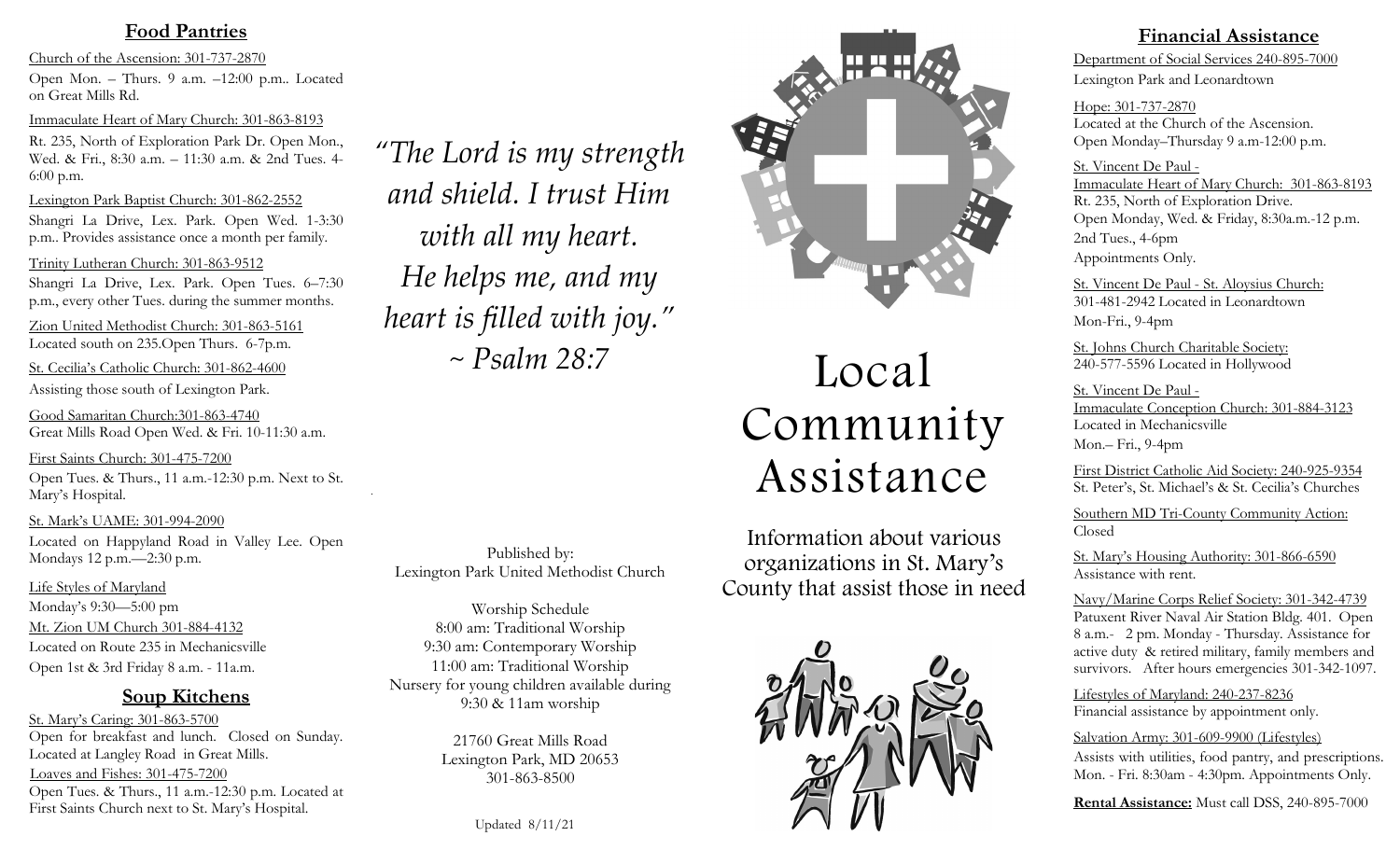## Food Pantries

Church of the Ascension: 301-737-2870

Open Mon. – Thurs. 9 a.m. –12:00 p.m.. Located on Great Mills Rd.

Immaculate Heart of Mary Church: 301-863-8193

Rt. 235, North of Exploration Park Dr. Open Mon., Wed. & Fri., 8:30 a.m. – 11:30 a.m. & 2nd Tues. 4-6:00 p.m.

Lexington Park Baptist Church: 301-862-2552

Shangri La Drive, Lex. Park. Open Wed. 1-3:30 p.m.. Provides assistance once a month per family.

Trinity Lutheran Church: 301-863-9512

Shangri La Drive, Lex. Park. Open Tues. 6–7:30 p.m., every other Tues. during the summer months.

Zion United Methodist Church: 301-863-5161

Located south on 235.Open Thurs. 6-7p.m.

St. Cecilia's Catholic Church: 301-862-4600

Assisting those south of Lexington Park.

Good Samaritan Church:301-863-4740

Great Mills Road Open Wed. & Fri. 10-11:30 a.m.

First Saints Church: 301-475-7200

Open Tues. & Thurs., 11 a.m.-12:30 p.m. Next to St. Mary's Hospital.

St. Mark's UAME: 301-994-2090

Located on Happyland Road in Valley Lee. Open Mondays 12 p.m.—2:30 p.m.

Life Styles of Maryland

Monday's 9:30—5:00 pm

Mt. Zion UM Church 301-884-4132

Located on Route 235 in Mechanicsville

Open 1st & 3rd Friday 8 a.m. - 11a.m.

## Soup Kitchens

St. Mary's Caring: 301-863-5700

Open for breakfast and lunch. Closed on Sunday. Located at Langley Road in Great Mills.

Loaves and Fishes: 301-475-7200

Open Tues. & Thurs., 11 a.m.-12:30 p.m. Located at First Saints Church next to St. Mary's Hospital.

*"The Lord is my strength and shield. I trust Him with all my heart. He helps me, and my heart is filled with joy." ~ Psalm 28:7*

Published by:
Lexington Park United Methodist Church

Worship Schedule
8:00 am: Traditional Worship
9:30 am: Contemporary Worship
11:00 am: Traditional Worship
Nursery for young children available during 9:30 & 11am worship

21760 Great Mills Road
Lexington Park, MD 20653
301-863-8500

Updated 8/11/21

# Local Community Assistance

Information about various organizations in St. Mary's County that assist those in need

## Financial Assistance

Department of Social Services 240-895-7000

Lexington Park and Leonardtown

Hope: 301-737-2870

Located at the Church of the Ascension.
Open Monday–Thursday 9 a.m-12:00 p.m.

St. Vincent De Paul -
Immaculate Heart of Mary Church: 301-863-8193

Rt. 235, North of Exploration Drive.
Open Monday, Wed. & Friday, 8:30a.m.-12 p.m.
2nd Tues., 4-6pm
Appointments Only.

St. Vincent De Paul - St. Aloysius Church:

301-481-2942 Located in Leonardtown
Mon-Fri., 9-4pm

St. Johns Church Charitable Society:

240-577-5596 Located in Hollywood

St. Vincent De Paul -
Immaculate Conception Church: 301-884-3123

Located in Mechanicsville
Mon.– Fri., 9-4pm

First District Catholic Aid Society: 240-925-9354

St. Peter's, St. Michael's & St. Cecilia's Churches

Southern MD Tri-County Community Action:

Closed

St. Mary's Housing Authority: 301-866-6590

Assistance with rent.

Navy/Marine Corps Relief Society: 301-342-4739

Patuxent River Naval Air Station Bldg. 401. Open 8 a.m.- 2 pm. Monday - Thursday. Assistance for active duty & retired military, family members and survivors. After hours emergencies 301-342-1097.

Lifestyles of Maryland: 240-237-8236

Financial assistance by appointment only.

Salvation Army: 301-609-9900 (Lifestyles)

Assists with utilities, food pantry, and prescriptions. Mon. - Fri. 8:30am - 4:30pm. Appointments Only.

**Rental Assistance:** Must call DSS, 240-895-7000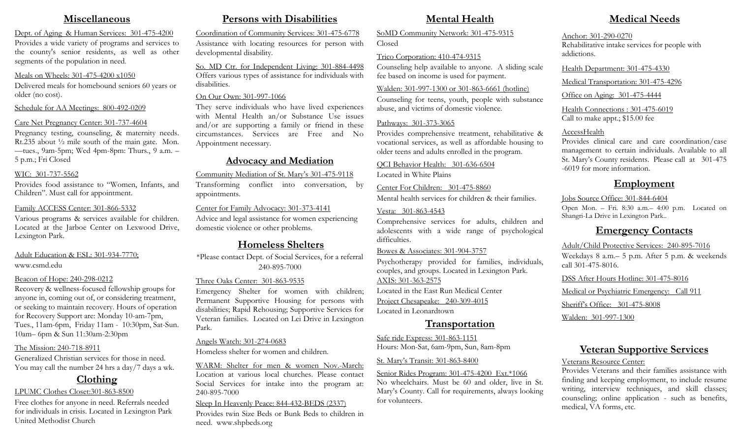## Miscellaneous

Dept. of Aging & Human Services: 301-475-4200
Provides a wide variety of programs and services to the county's senior residents, as well as other segments of the population in need.

Meals on Wheels: 301-475-4200 x1050
Delivered meals for homebound seniors 60 years or older (no cost).

Schedule for AA Meetings: 800-492-0209

Care Net Pregnancy Center: 301-737-4604
Pregnancy testing, counseling, & maternity needs. Rt.235 about ½ mile south of the main gate. Mon.—tues., 9am-5pm; Wed 4pm-8pm: Thurs., 9 a.m. – 5 p.m.; Fri Closed

WIC: 301-737-5562
Provides food assistance to "Women, Infants, and Children". Must call for appointment.

Family ACCESS Center: 301-866-5332
Various programs & services available for children. Located at the Jarboe Center on Lexwood Drive, Lexington Park.

Adult Education & ESL: 301-934-7770;
www.csmd.edu

Beacon of Hope: 240-298-0212
Recovery & wellness-focused fellowship groups for anyone in, coming out of, or considering treatment, or seeking to maintain recovery. Hours of operation for Recovery Support are: Monday 10-am-7pm, Tues., 11am-6pm, Friday 11am - 10:30pm, Sat-Sun. 10am– 6pm & Sun 11:30am-2:30pm

The Mission: 240-718-8911
Generalized Christian services for those in need. You may call the number 24 hrs a day/7 days a wk.

## Clothing

LPUMC Clothes Closet:301-863-8500
Free clothes for anyone in need. Referrals needed for individuals in crisis. Located in Lexington Park United Methodist Church

## Persons with Disabilities

Coordination of Community Services: 301-475-6778
Assistance with locating resources for person with developmental disability.

So. MD Ctr. for Independent Living: 301-884-4498
Offers various types of assistance for individuals with disabilities.

On Our Own: 301-997-1066
They serve individuals who have lived experiences with Mental Health an/or Substance Use issues and/or are supporting a family or friend in these circumstances. Services are Free and No Appointment necessary.

## Advocacy and Mediation

Community Mediation of St. Mary's 301-475-9118
Transforming conflict into conversation, by appointments.

Center for Family Advocacy: 301-373-4141
Advice and legal assistance for women experiencing domestic violence or other problems.

## Homeless Shelters

*Please contact Dept. of Social Services, for a referral 240-895-7000

Three Oaks Center: 301-863-9535
Emergency Shelter for women with children; Permanent Supportive Housing for persons with disabilities; Rapid Rehousing; Supportive Services for Veteran families. Located on Lei Drive in Lexington Park.

Angels Watch: 301-274-0683
Homeless shelter for women and children.

WARM: Shelter for men & women Nov.-March:
Location at various local churches. Please contact Social Services for intake into the program at: 240-895-7000

Sleep In Heavenly Peace: 844-432-BEDS (2337)
Provides twin Size Beds or Bunk Beds to children in need. www.shpbeds.org

## Mental Health

SoMD Community Network: 301-475-9315
Closed

Trico Corporation: 410-474-9315
Counseling help available to anyone. A sliding scale fee based on income is used for payment.

Walden: 301-997-1300 or 301-863-6661 (hotline)
Counseling for teens, youth, people with substance abuse, and victims of domestic violence.

Pathways: 301-373-3065
Provides comprehensive treatment, rehabilitative & vocational services, as well as affordable housing to older teens and adults enrolled in the program.

QCI Behavior Health: 301-636-6504
Located in White Plains

Center For Children: 301-475-8860
Mental health services for children & their families.

Vesta: 301-863-4543
Comprehensive services for adults, children and adolescents with a wide range of psychological difficulties.

Bowes & Associates: 301-904-3757
Psychotherapy provided for families, individuals, couples, and groups. Located in Lexington Park.

AXIS: 301-363-2575
Located in the East Run Medical Center

Project Chesapeake: 240-309-4015
Located in Leonardtown

## Transportation

Safe ride Express: 301-863-1151
Hours: Mon-Sat, 6am-9pm, Sun, 8am-8pm

St. Mary's Transit: 301-863-8400

Senior Rides Program: 301-475-4200 Ext.*1066
No wheelchairs. Must be 60 and older, live in St. Mary's County. Call for requirements, always looking for volunteers.

## Medical Needs

Anchor: 301-290-0270
Rehabilitative intake services for people with addictions.

Health Department: 301-475-4330

Medical Transportation: 301-475-4296

Office on Aging: 301-475-4444

Health Connections : 301-475-6019
Call to make appt.; $15.00 fee

AccessHealth
Provides clinical care and care coordination/case management to certain individuals. Available to all St. Mary's County residents. Please call at 301-475-6019 for more information.

## Employment

Jobs Source Office: 301-844-6404
Open Mon. – Fri. 8:30 a.m.– 4:00 p.m. Located on Shangri-La Drive in Lexington Park..

## Emergency Contacts

Adult/Child Protective Services: 240-895-7016
Weekdays 8 a.m.– 5 p.m. After 5 p.m. & weekends call 301-475-8016.

DSS After Hours Hotline: 301-475-8016

Medical or Psychiatric Emergency: Call 911

Sheriff's Office: 301-475-8008

Walden: 301-997-1300

## Veteran Supportive Services

Veterans Resource Center:
Provides Veterans and their families assistance with finding and keeping employment, to include resume writing, interview techniques, and skill classes; counseling; online application - such as benefits, medical, VA forms, etc.